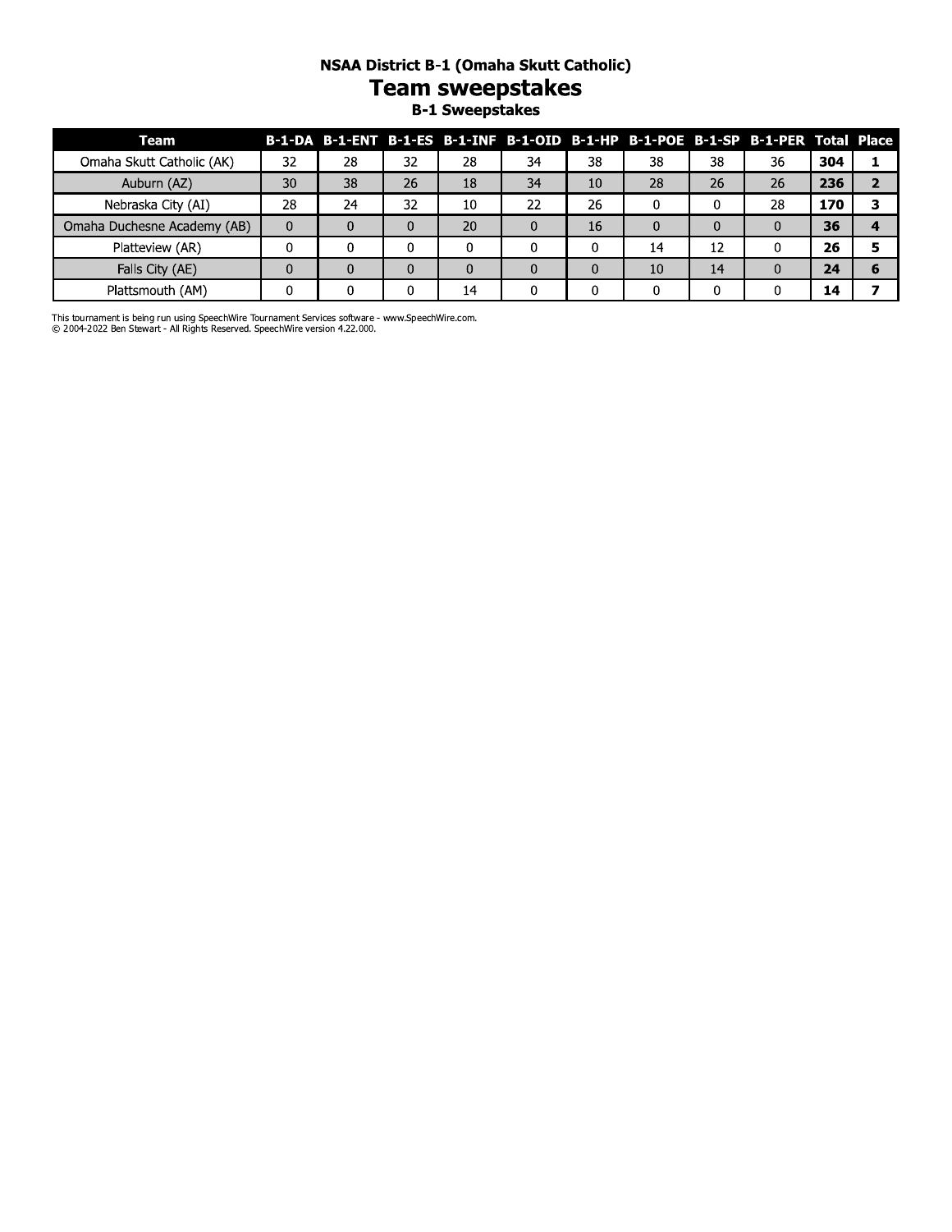### NSAA District B-1 (Omaha Skutt Catholic)

# Team sweepstakes

### B-1 Sweepstakes

| Team | B-1-DA | B-1-ENT | B-1-ES | B-1-INF | B-1-OID | B-1-HP | B-1-POE | B-1-SP | B-1-PER | Total | Place |
|---|---|---|---|---|---|---|---|---|---|---|---|
| Omaha Skutt Catholic (AK) | 32 | 28 | 32 | 28 | 34 | 38 | 38 | 38 | 36 | **304** | **1** |
| Auburn (AZ) | 30 | 38 | 26 | 18 | 34 | 10 | 28 | 26 | 26 | **236** | **2** |
| Nebraska City (AI) | 28 | 24 | 32 | 10 | 22 | 26 | 0 | 0 | 28 | **170** | **3** |
| Omaha Duchesne Academy (AB) | 0 | 0 | 0 | 20 | 0 | 16 | 0 | 0 | 0 | **36** | **4** |
| Platteview (AR) | 0 | 0 | 0 | 0 | 0 | 0 | 14 | 12 | 0 | **26** | **5** |
| Falls City (AE) | 0 | 0 | 0 | 0 | 0 | 0 | 10 | 14 | 0 | **24** | **6** |
| Plattsmouth (AM) | 0 | 0 | 0 | 14 | 0 | 0 | 0 | 0 | 0 | **14** | **7** |

This tournament is being run using SpeechWire Tournament Services software - www.SpeechWire.com.
© 2004-2022 Ben Stewart - All Rights Reserved. SpeechWire version 4.22.000.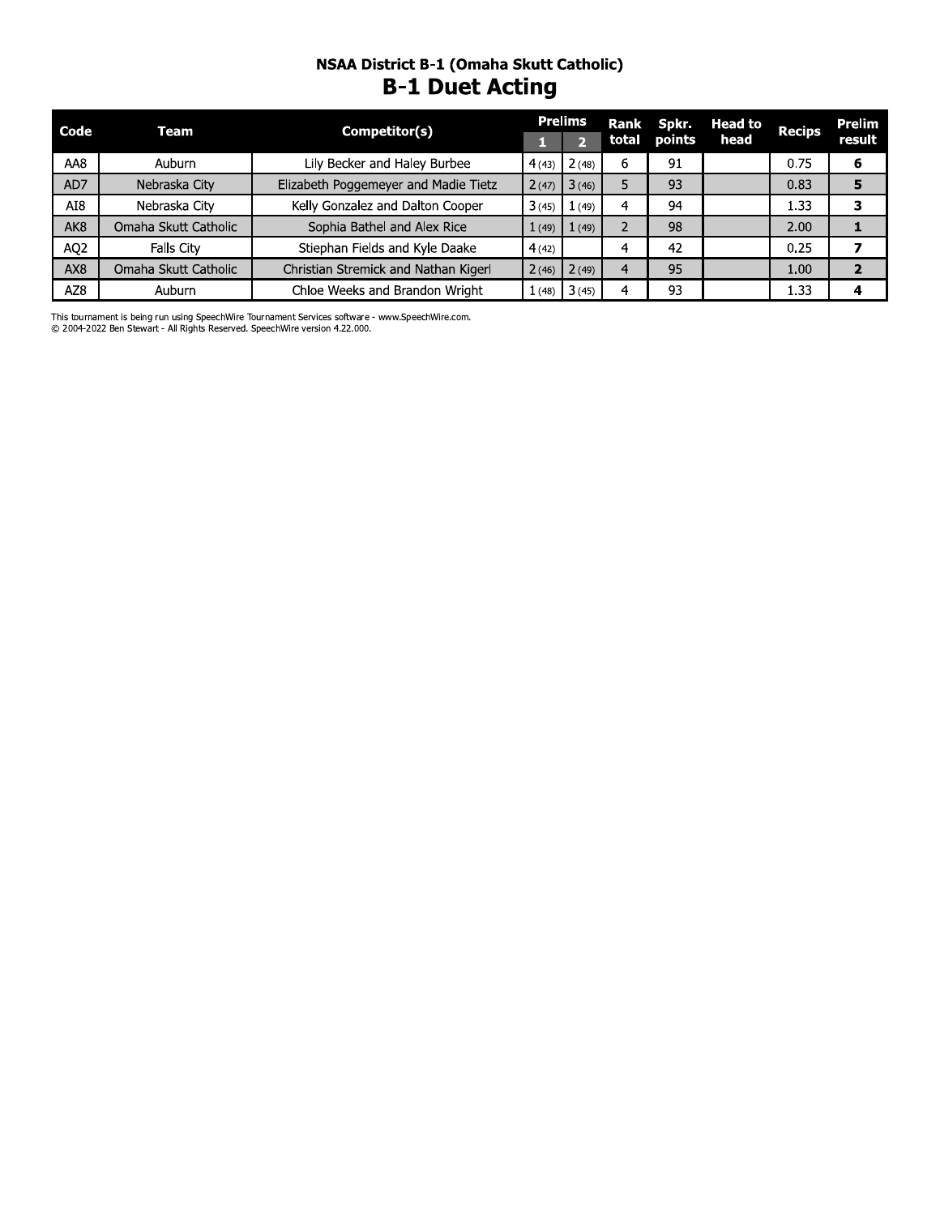### NSAA District B-1 (Omaha Skutt Catholic)

# B-1 Duet Acting

| Code | Team | Competitor(s) | Prelims | | Rank total | Spkr. points | Head to head | Recips | Prelim result |
|---|---|---|---|---|---|---|---|---|---|
| | | | 1 | 2 | | | | | |
| AA8 | Auburn | Lily Becker and Haley Burbee | 4 (43) | 2 (48) | 6 | 91 | | 0.75 | **6** |
| AD7 | Nebraska City | Elizabeth Poggemeyer and Madie Tietz | 2 (47) | 3 (46) | 5 | 93 | | 0.83 | **5** |
| AI8 | Nebraska City | Kelly Gonzalez and Dalton Cooper | 3 (45) | 1 (49) | 4 | 94 | | 1.33 | **3** |
| AK8 | Omaha Skutt Catholic | Sophia Bathel and Alex Rice | 1 (49) | 1 (49) | 2 | 98 | | 2.00 | **1** |
| AQ2 | Falls City | Stiephan Fields and Kyle Daake | 4 (42) | | 4 | 42 | | 0.25 | **7** |
| AX8 | Omaha Skutt Catholic | Christian Stremick and Nathan Kigerl | 2 (46) | 2 (49) | 4 | 95 | | 1.00 | **2** |
| AZ8 | Auburn | Chloe Weeks and Brandon Wright | 1 (48) | 3 (45) | 4 | 93 | | 1.33 | **4** |

This tournament is being run using SpeechWire Tournament Services software - www.SpeechWire.com.
© 2004-2022 Ben Stewart - All Rights Reserved. SpeechWire version 4.22.000.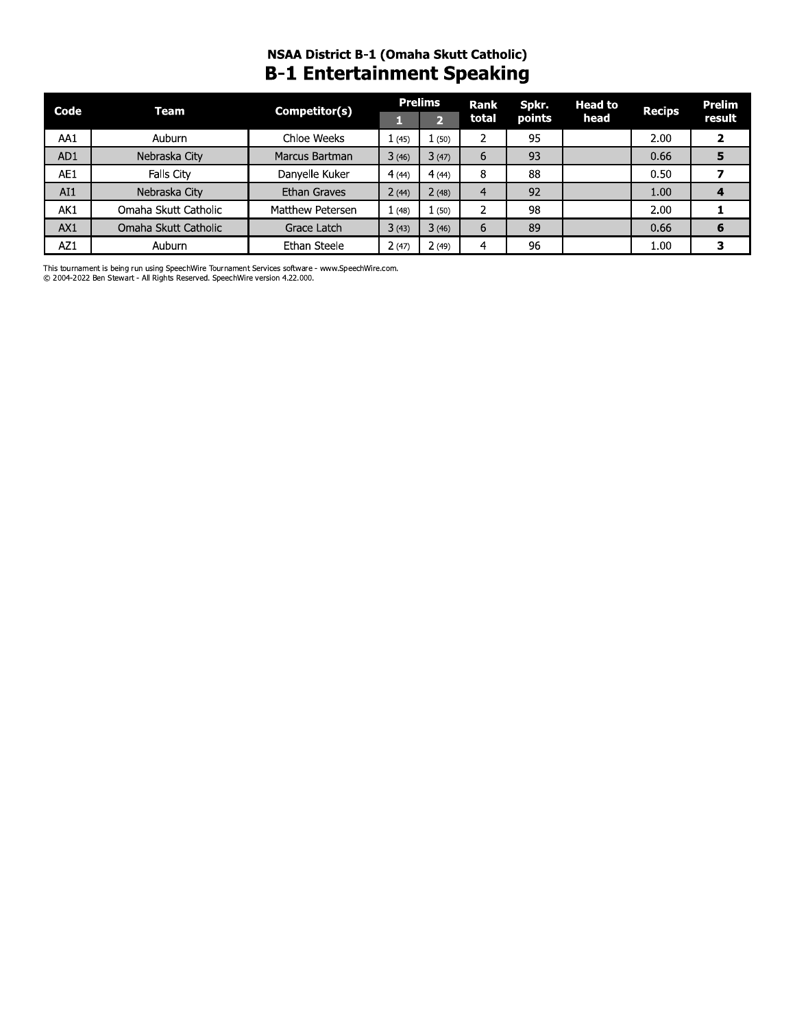## NSAA District B-1 (Omaha Skutt Catholic)

# B-1 Entertainment Speaking

| Code | Team | Competitor(s) | Prelims | | Rank total | Spkr. points | Head to head | Recips | Prelim result |
|---|---|---|---|---|---|---|---|---|---|
| | | | 1 | 2 | | | | | |
| AA1 | Auburn | Chloe Weeks | 1 (45) | 1 (50) | 2 | 95 | | 2.00 | **2** |
| AD1 | Nebraska City | Marcus Bartman | 3 (46) | 3 (47) | 6 | 93 | | 0.66 | **5** |
| AE1 | Falls City | Danyelle Kuker | 4 (44) | 4 (44) | 8 | 88 | | 0.50 | **7** |
| AI1 | Nebraska City | Ethan Graves | 2 (44) | 2 (48) | 4 | 92 | | 1.00 | **4** |
| AK1 | Omaha Skutt Catholic | Matthew Petersen | 1 (48) | 1 (50) | 2 | 98 | | 2.00 | **1** |
| AX1 | Omaha Skutt Catholic | Grace Latch | 3 (43) | 3 (46) | 6 | 89 | | 0.66 | **6** |
| AZ1 | Auburn | Ethan Steele | 2 (47) | 2 (49) | 4 | 96 | | 1.00 | **3** |

This tournament is being run using SpeechWire Tournament Services software - www.SpeechWire.com.
© 2004-2022 Ben Stewart - All Rights Reserved. SpeechWire version 4.22.000.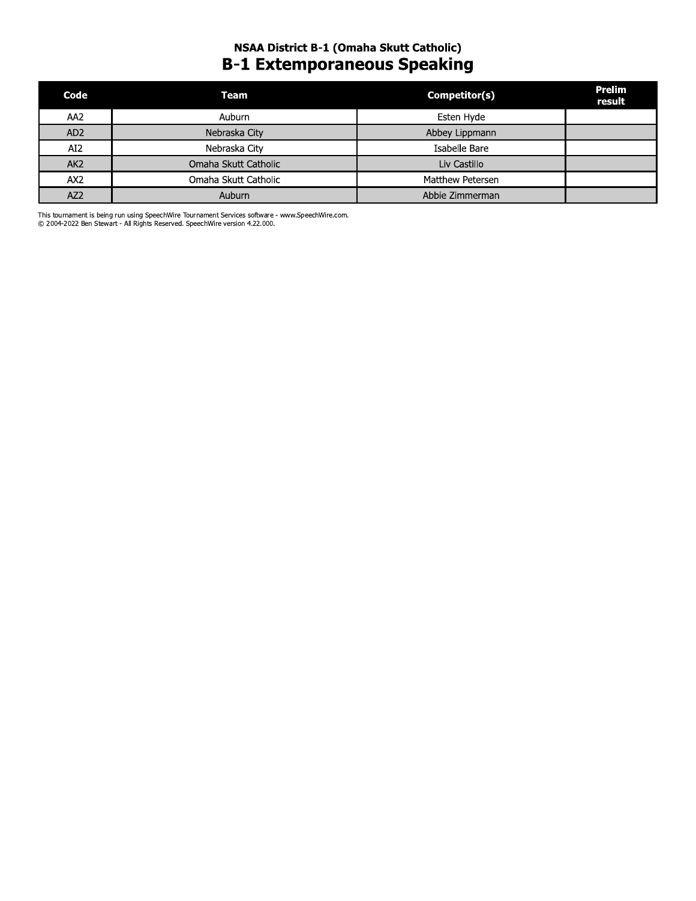### NSAA District B-1 (Omaha Skutt Catholic)

# B-1 Extemporaneous Speaking

| Code | Team | Competitor(s) | Prelim result |
|---|---|---|---|
| AA2 | Auburn | Esten Hyde | |
| AD2 | Nebraska City | Abbey Lippmann | |
| AI2 | Nebraska City | Isabelle Bare | |
| AK2 | Omaha Skutt Catholic | Liv Castillo | |
| AX2 | Omaha Skutt Catholic | Matthew Petersen | |
| AZ2 | Auburn | Abbie Zimmerman | |

This tournament is being run using SpeechWire Tournament Services software - www.SpeechWire.com.
© 2004-2022 Ben Stewart - All Rights Reserved. SpeechWire version 4.22.000.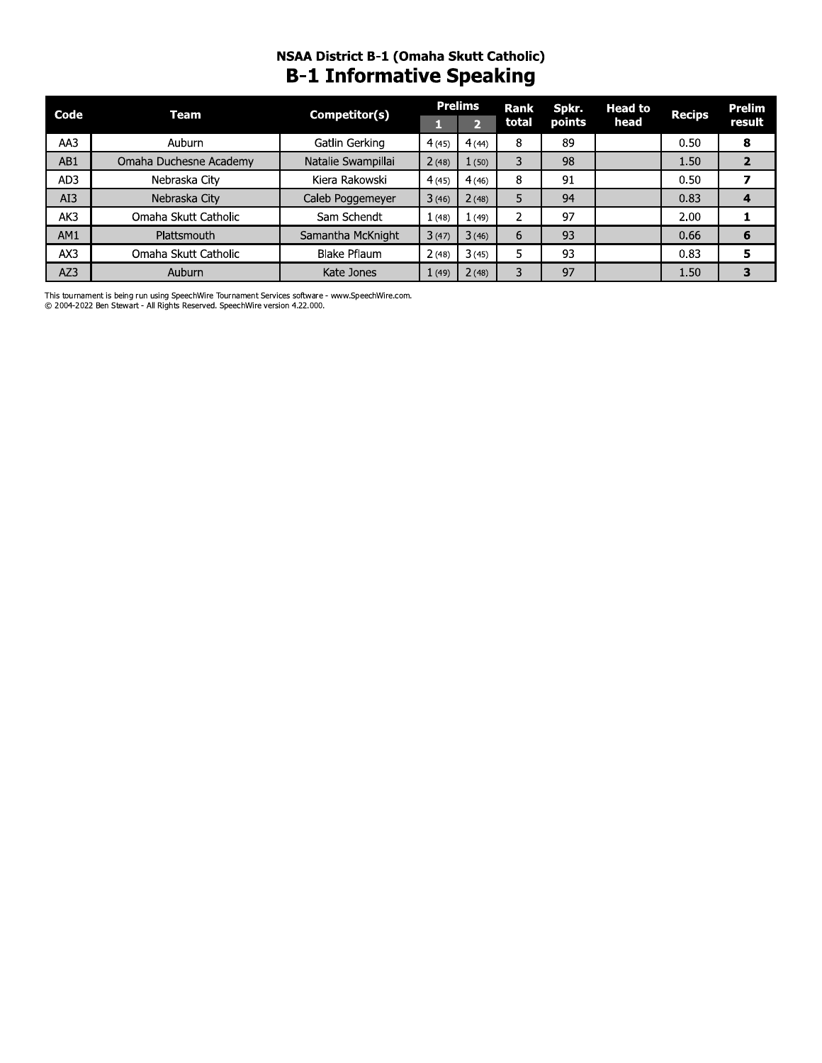### NSAA District B-1 (Omaha Skutt Catholic)

# B-1 Informative Speaking

| Code | Team | Competitor(s) | Prelims | | Rank total | Spkr. points | Head to head | Recips | Prelim result |
|---|---|---|---|---|---|---|---|---|---|
| | | | 1 | 2 | | | | | |
| AA3 | Auburn | Gatlin Gerking | 4 (45) | 4 (44) | 8 | 89 | | 0.50 | **8** |
| AB1 | Omaha Duchesne Academy | Natalie Swampillai | 2 (48) | 1 (50) | 3 | 98 | | 1.50 | **2** |
| AD3 | Nebraska City | Kiera Rakowski | 4 (45) | 4 (46) | 8 | 91 | | 0.50 | **7** |
| AI3 | Nebraska City | Caleb Poggemeyer | 3 (46) | 2 (48) | 5 | 94 | | 0.83 | **4** |
| AK3 | Omaha Skutt Catholic | Sam Schendt | 1 (48) | 1 (49) | 2 | 97 | | 2.00 | **1** |
| AM1 | Plattsmouth | Samantha McKnight | 3 (47) | 3 (46) | 6 | 93 | | 0.66 | **6** |
| AX3 | Omaha Skutt Catholic | Blake Pflaum | 2 (48) | 3 (45) | 5 | 93 | | 0.83 | **5** |
| AZ3 | Auburn | Kate Jones | 1 (49) | 2 (48) | 3 | 97 | | 1.50 | **3** |

This tournament is being run using SpeechWire Tournament Services software - www.SpeechWire.com.
© 2004-2022 Ben Stewart - All Rights Reserved. SpeechWire version 4.22.000.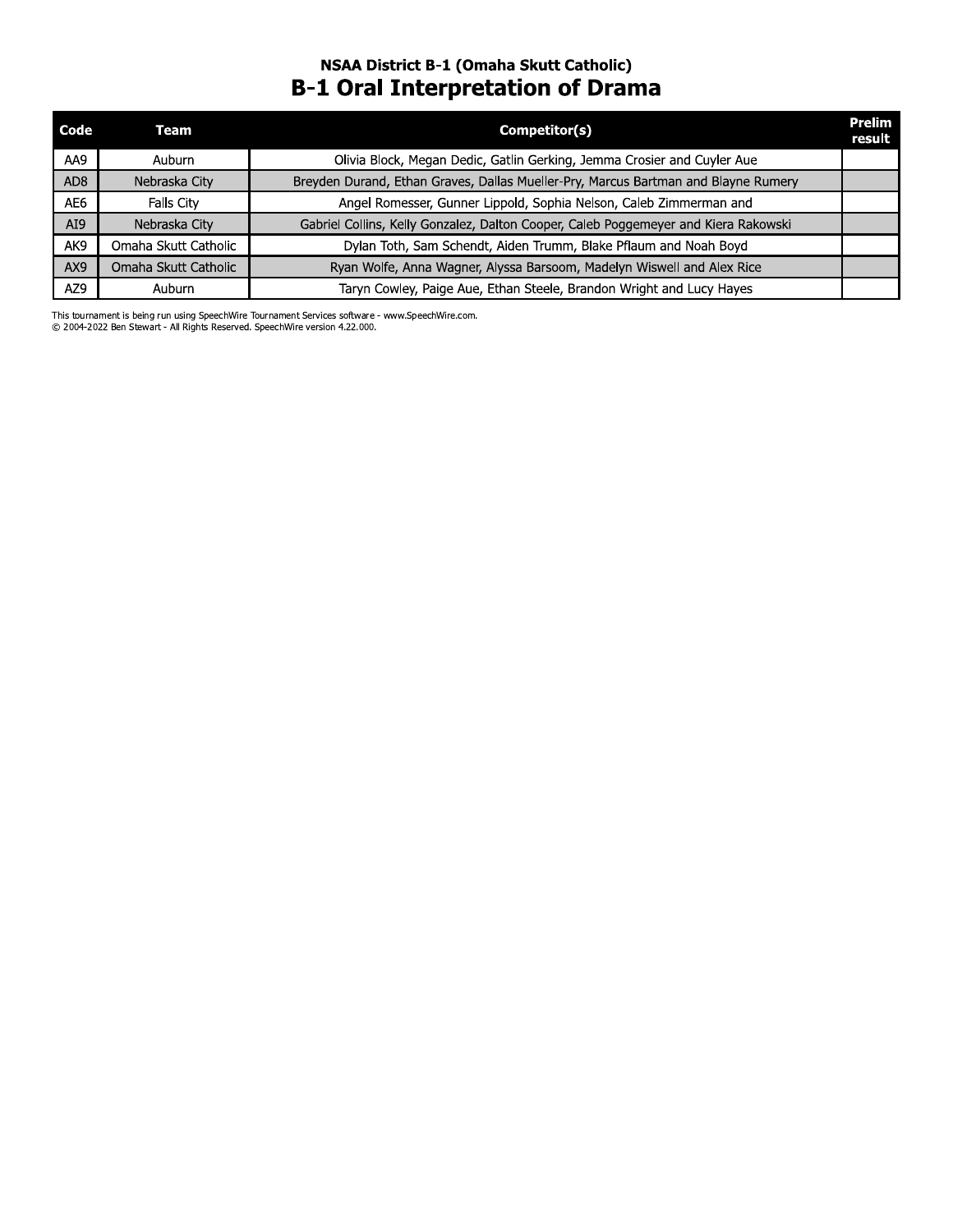### NSAA District B-1 (Omaha Skutt Catholic)

## B-1 Oral Interpretation of Drama

| Code | Team | Competitor(s) | Prelim result |
|---|---|---|---|
| AA9 | Auburn | Olivia Block, Megan Dedic, Gatlin Gerking, Jemma Crosier and Cuyler Aue | |
| AD8 | Nebraska City | Breyden Durand, Ethan Graves, Dallas Mueller-Pry, Marcus Bartman and Blayne Rumery | |
| AE6 | Falls City | Angel Romesser, Gunner Lippold, Sophia Nelson, Caleb Zimmerman and | |
| AI9 | Nebraska City | Gabriel Collins, Kelly Gonzalez, Dalton Cooper, Caleb Poggemeyer and Kiera Rakowski | |
| AK9 | Omaha Skutt Catholic | Dylan Toth, Sam Schendt, Aiden Trumm, Blake Pflaum and Noah Boyd | |
| AX9 | Omaha Skutt Catholic | Ryan Wolfe, Anna Wagner, Alyssa Barsoom, Madelyn Wiswell and Alex Rice | |
| AZ9 | Auburn | Taryn Cowley, Paige Aue, Ethan Steele, Brandon Wright and Lucy Hayes | |

This tournament is being run using SpeechWire Tournament Services software - www.SpeechWire.com.
© 2004-2022 Ben Stewart - All Rights Reserved. SpeechWire version 4.22.000.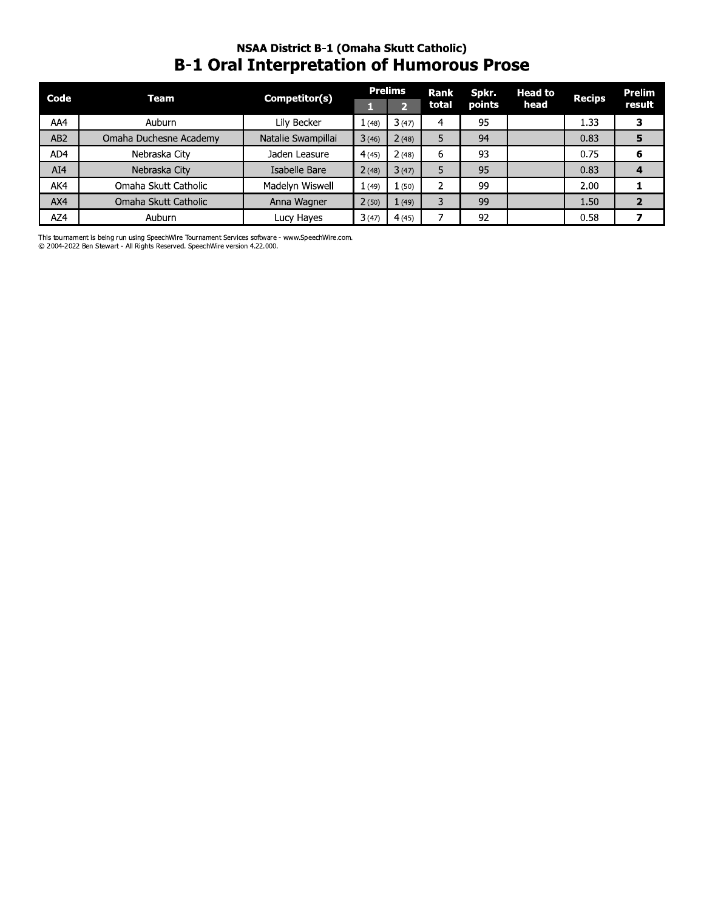### NSAA District B-1 (Omaha Skutt Catholic)

# B-1 Oral Interpretation of Humorous Prose

| Code | Team | Competitor(s) | Prelims | | Rank total | Spkr. points | Head to head | Recips | Prelim result |
|---|---|---|---|---|---|---|---|---|---|
| | | | 1 | 2 | | | | | |
| AA4 | Auburn | Lily Becker | 1 (48) | 3 (47) | 4 | 95 | | 1.33 | **3** |
| AB2 | Omaha Duchesne Academy | Natalie Swampillai | 3 (46) | 2 (48) | 5 | 94 | | 0.83 | **5** |
| AD4 | Nebraska City | Jaden Leasure | 4 (45) | 2 (48) | 6 | 93 | | 0.75 | **6** |
| AI4 | Nebraska City | Isabelle Bare | 2 (48) | 3 (47) | 5 | 95 | | 0.83 | **4** |
| AK4 | Omaha Skutt Catholic | Madelyn Wiswell | 1 (49) | 1 (50) | 2 | 99 | | 2.00 | **1** |
| AX4 | Omaha Skutt Catholic | Anna Wagner | 2 (50) | 1 (49) | 3 | 99 | | 1.50 | **2** |
| AZ4 | Auburn | Lucy Hayes | 3 (47) | 4 (45) | 7 | 92 | | 0.58 | **7** |

This tournament is being run using SpeechWire Tournament Services software - www.SpeechWire.com.
© 2004-2022 Ben Stewart - All Rights Reserved. SpeechWire version 4.22.000.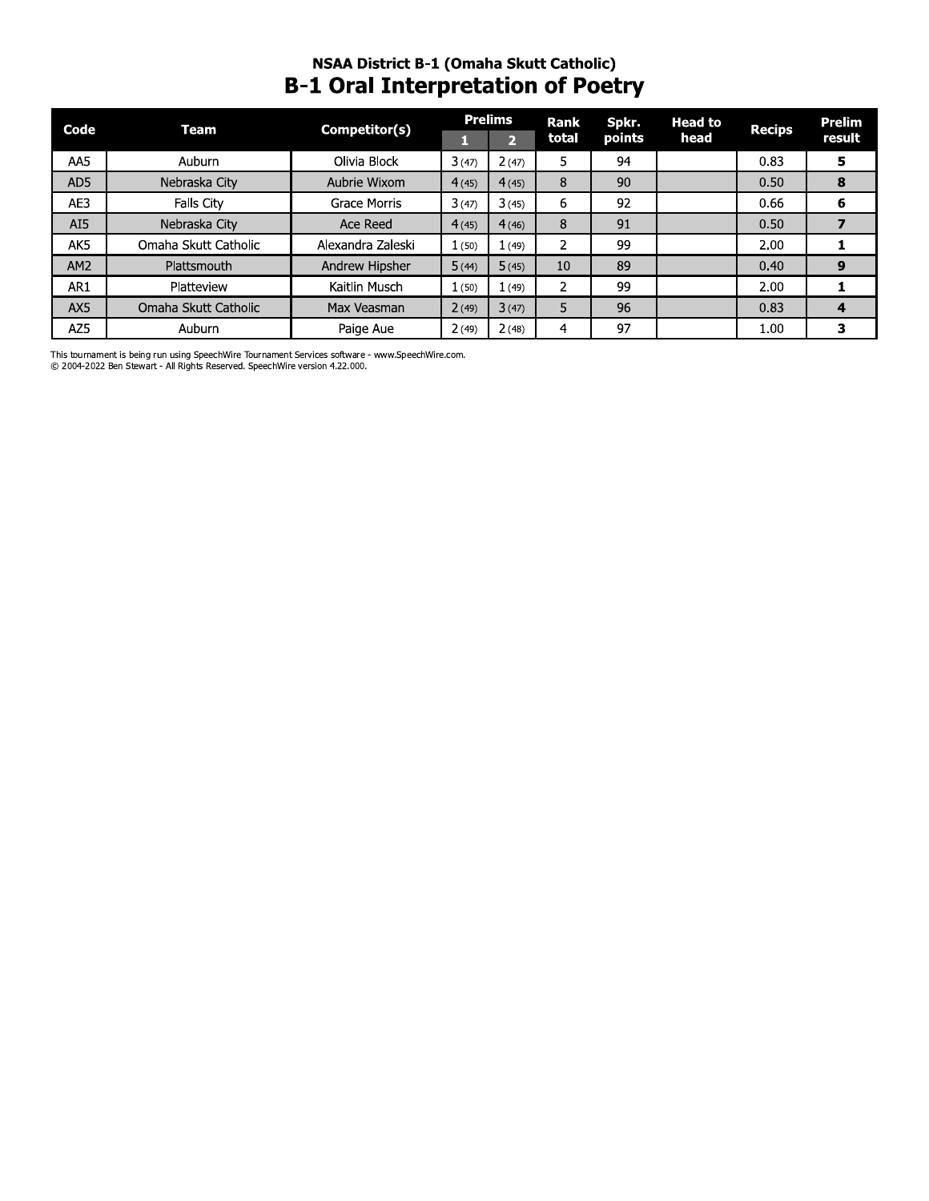### NSAA District B-1 (Omaha Skutt Catholic)

# B-1 Oral Interpretation of Poetry

| Code | Team | Competitor(s) | Prelims 1 | Prelims 2 | Rank total | Spkr. points | Head to head | Recips | Prelim result |
|---|---|---|---|---|---|---|---|---|---|
| AA5 | Auburn | Olivia Block | 3 (47) | 2 (47) | 5 | 94 | | 0.83 | **5** |
| AD5 | Nebraska City | Aubrie Wixom | 4 (45) | 4 (45) | 8 | 90 | | 0.50 | **8** |
| AE3 | Falls City | Grace Morris | 3 (47) | 3 (45) | 6 | 92 | | 0.66 | **6** |
| AI5 | Nebraska City | Ace Reed | 4 (45) | 4 (46) | 8 | 91 | | 0.50 | **7** |
| AK5 | Omaha Skutt Catholic | Alexandra Zaleski | 1 (50) | 1 (49) | 2 | 99 | | 2.00 | **1** |
| AM2 | Plattsmouth | Andrew Hipsher | 5 (44) | 5 (45) | 10 | 89 | | 0.40 | **9** |
| AR1 | Platteview | Kaitlin Musch | 1 (50) | 1 (49) | 2 | 99 | | 2.00 | **1** |
| AX5 | Omaha Skutt Catholic | Max Veasman | 2 (49) | 3 (47) | 5 | 96 | | 0.83 | **4** |
| AZ5 | Auburn | Paige Aue | 2 (49) | 2 (48) | 4 | 97 | | 1.00 | **3** |

This tournament is being run using SpeechWire Tournament Services software - www.SpeechWire.com.
© 2004-2022 Ben Stewart - All Rights Reserved. SpeechWire version 4.22.000.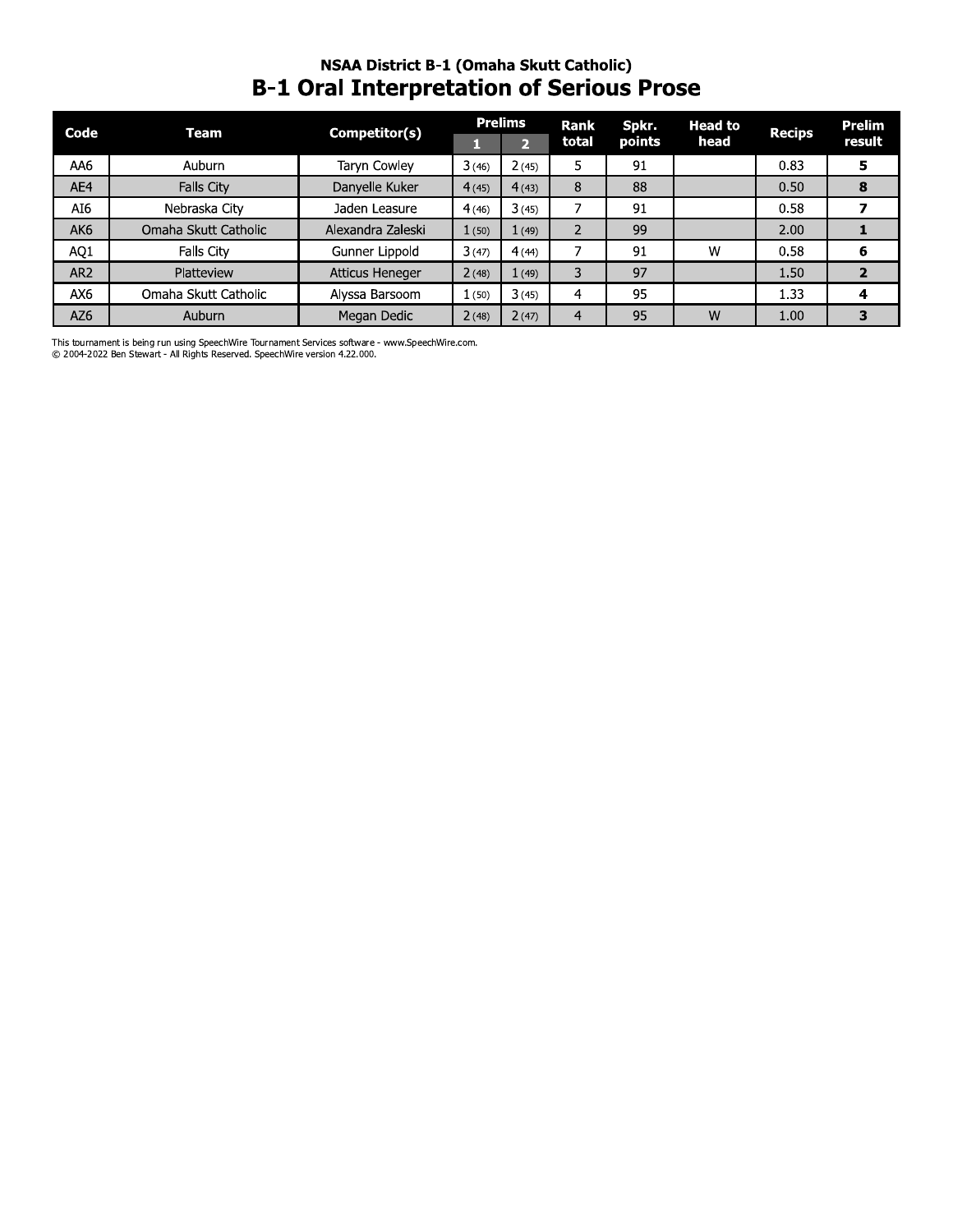### NSAA District B-1 (Omaha Skutt Catholic)

# B-1 Oral Interpretation of Serious Prose

| Code | Team | Competitor(s) | Prelims | | Rank total | Spkr. points | Head to head | Recips | Prelim result |
|---|---|---|---|---|---|---|---|---|---|
| | | | 1 | 2 | | | | | |
| AA6 | Auburn | Taryn Cowley | 3 (46) | 2 (45) | 5 | 91 | | 0.83 | **5** |
| AE4 | Falls City | Danyelle Kuker | 4 (45) | 4 (43) | 8 | 88 | | 0.50 | **8** |
| AI6 | Nebraska City | Jaden Leasure | 4 (46) | 3 (45) | 7 | 91 | | 0.58 | **7** |
| AK6 | Omaha Skutt Catholic | Alexandra Zaleski | 1 (50) | 1 (49) | 2 | 99 | | 2.00 | **1** |
| AQ1 | Falls City | Gunner Lippold | 3 (47) | 4 (44) | 7 | 91 | W | 0.58 | **6** |
| AR2 | Platteview | Atticus Heneger | 2 (48) | 1 (49) | 3 | 97 | | 1.50 | **2** |
| AX6 | Omaha Skutt Catholic | Alyssa Barsoom | 1 (50) | 3 (45) | 4 | 95 | | 1.33 | **4** |
| AZ6 | Auburn | Megan Dedic | 2 (48) | 2 (47) | 4 | 95 | W | 1.00 | **3** |

This tournament is being run using SpeechWire Tournament Services software - www.SpeechWire.com.
© 2004-2022 Ben Stewart - All Rights Reserved. SpeechWire version 4.22.000.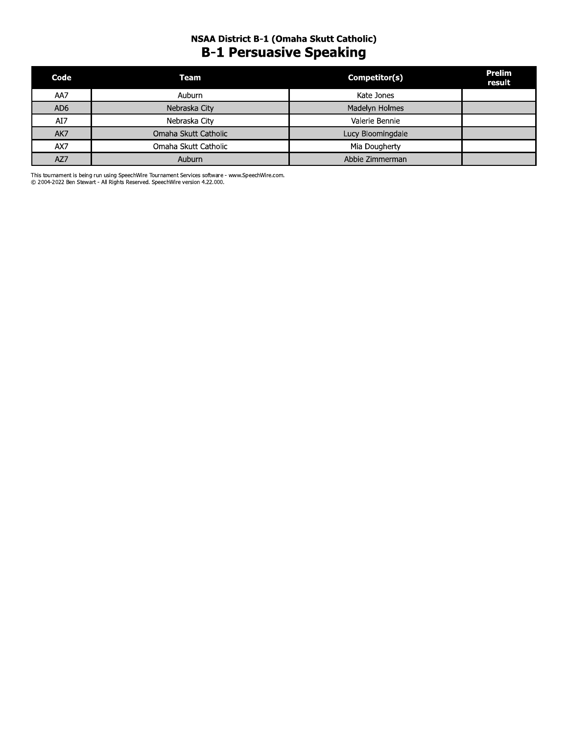**NSAA District B-1 (Omaha Skutt Catholic)**

# B-1 Persuasive Speaking

| Code | Team | Competitor(s) | Prelim result |
|---|---|---|---|
| AA7 | Auburn | Kate Jones | |
| AD6 | Nebraska City | Madelyn Holmes | |
| AI7 | Nebraska City | Valerie Bennie | |
| AK7 | Omaha Skutt Catholic | Lucy Bloomingdale | |
| AX7 | Omaha Skutt Catholic | Mia Dougherty | |
| AZ7 | Auburn | Abbie Zimmerman | |

This tournament is being run using SpeechWire Tournament Services software - www.SpeechWire.com.
© 2004-2022 Ben Stewart - All Rights Reserved. SpeechWire version 4.22.000.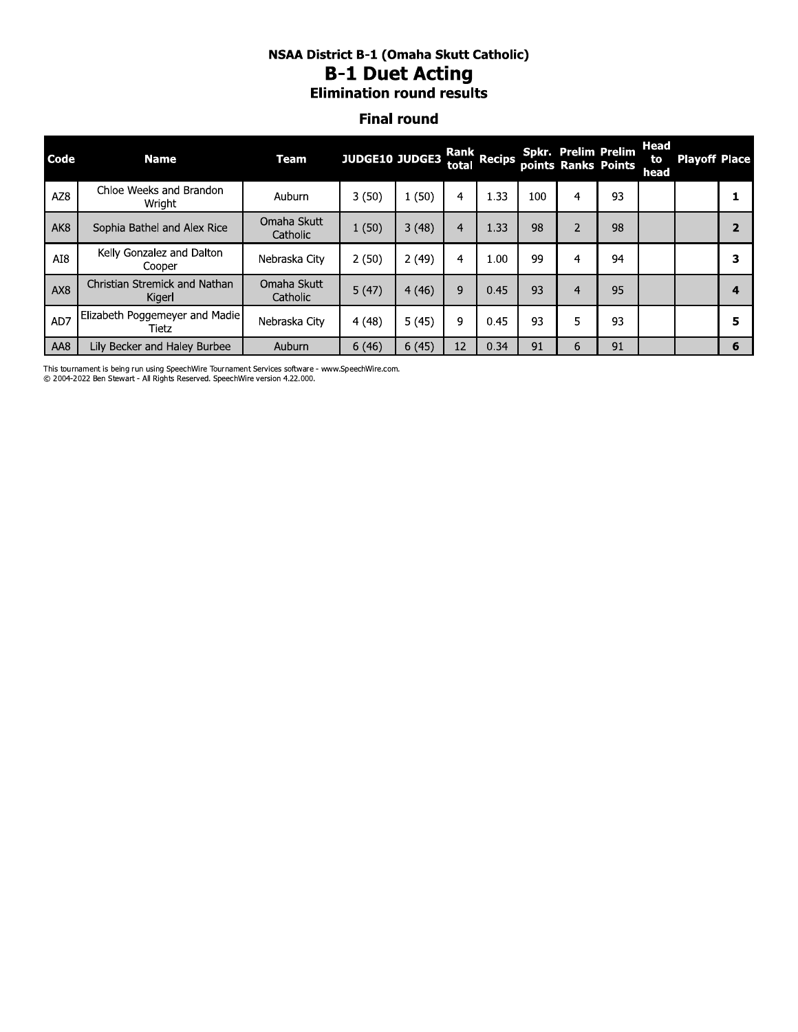# NSAA District B-1 (Omaha Skutt Catholic)

## B-1 Duet Acting

### Elimination round results

#### Final round

| Code | Name | Team | JUDGE10 | JUDGE3 | Rank total | Recips | Spkr. points | Prelim Ranks | Prelim Points | Head to head | Playoff | Place |
|---|---|---|---|---|---|---|---|---|---|---|---|---|
| AZ8 | Chloe Weeks and Brandon Wright | Auburn | 3 (50) | 1 (50) | 4 | 1.33 | 100 | 4 | 93 | | | 1 |
| AK8 | Sophia Bathel and Alex Rice | Omaha Skutt Catholic | 1 (50) | 3 (48) | 4 | 1.33 | 98 | 2 | 98 | | | 2 |
| AI8 | Kelly Gonzalez and Dalton Cooper | Nebraska City | 2 (50) | 2 (49) | 4 | 1.00 | 99 | 4 | 94 | | | 3 |
| AX8 | Christian Stremick and Nathan Kigerl | Omaha Skutt Catholic | 5 (47) | 4 (46) | 9 | 0.45 | 93 | 4 | 95 | | | 4 |
| AD7 | Elizabeth Poggemeyer and Madie Tietz | Nebraska City | 4 (48) | 5 (45) | 9 | 0.45 | 93 | 5 | 93 | | | 5 |
| AA8 | Lily Becker and Haley Burbee | Auburn | 6 (46) | 6 (45) | 12 | 0.34 | 91 | 6 | 91 | | | 6 |

This tournament is being run using SpeechWire Tournament Services software - www.SpeechWire.com.
© 2004-2022 Ben Stewart - All Rights Reserved. SpeechWire version 4.22.000.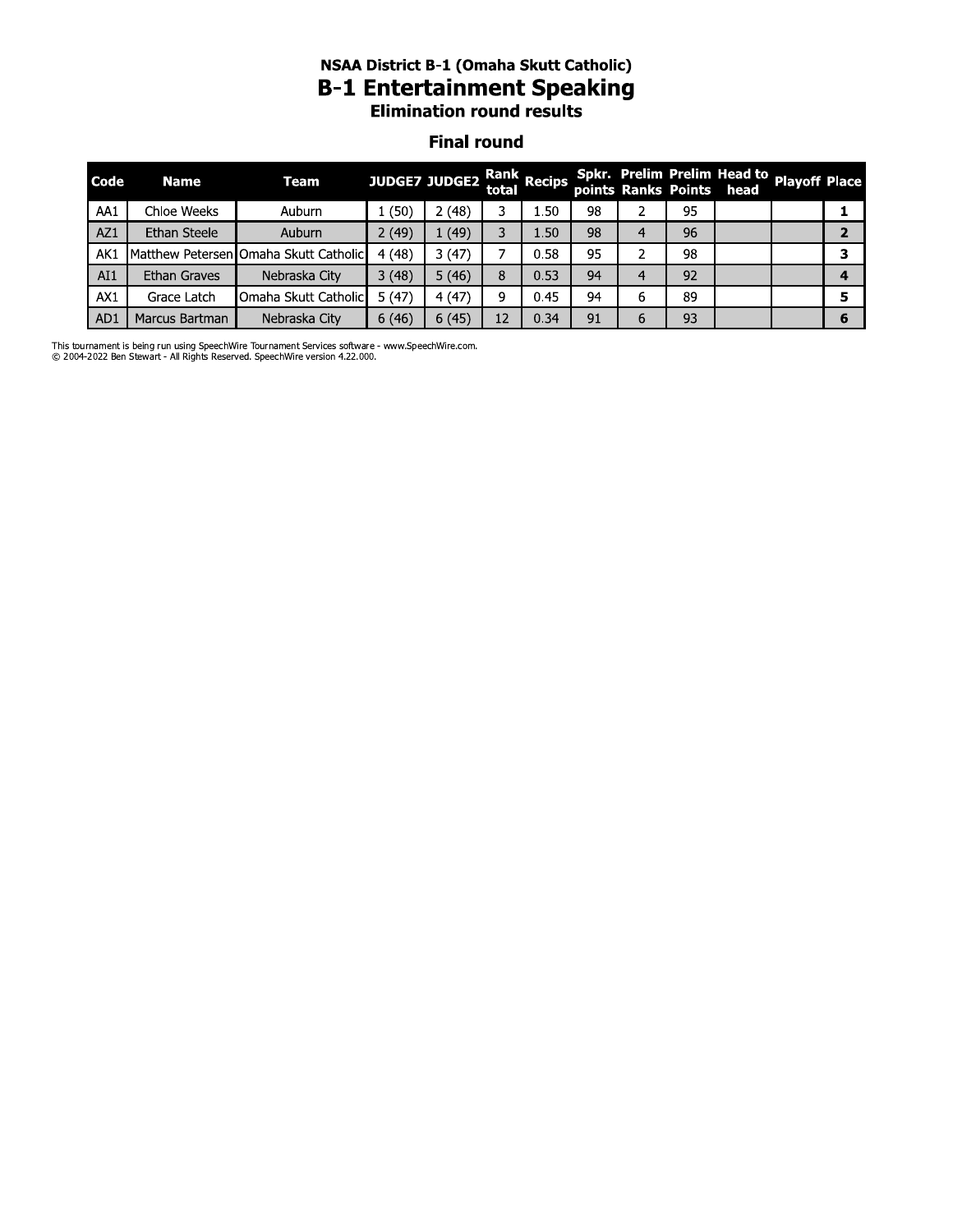### NSAA District B-1 (Omaha Skutt Catholic)

# B-1 Entertainment Speaking

### Elimination round results

### Final round

| Code | Name | Team | JUDGE7 | JUDGE2 | Rank total | Recips | Spkr. points | Prelim Ranks | Prelim Points | Head to head | Playoff | Place |
|---|---|---|---|---|---|---|---|---|---|---|---|---|
| AA1 | Chloe Weeks | Auburn | 1 (50) | 2 (48) | 3 | 1.50 | 98 | 2 | 95 | | | **1** |
| AZ1 | Ethan Steele | Auburn | 2 (49) | 1 (49) | 3 | 1.50 | 98 | 4 | 96 | | | **2** |
| AK1 | Matthew Petersen | Omaha Skutt Catholic | 4 (48) | 3 (47) | 7 | 0.58 | 95 | 2 | 98 | | | **3** |
| AI1 | Ethan Graves | Nebraska City | 3 (48) | 5 (46) | 8 | 0.53 | 94 | 4 | 92 | | | **4** |
| AX1 | Grace Latch | Omaha Skutt Catholic | 5 (47) | 4 (47) | 9 | 0.45 | 94 | 6 | 89 | | | **5** |
| AD1 | Marcus Bartman | Nebraska City | 6 (46) | 6 (45) | 12 | 0.34 | 91 | 6 | 93 | | | **6** |

This tournament is being run using SpeechWire Tournament Services software - www.SpeechWire.com.
© 2004-2022 Ben Stewart - All Rights Reserved. SpeechWire version 4.22.000.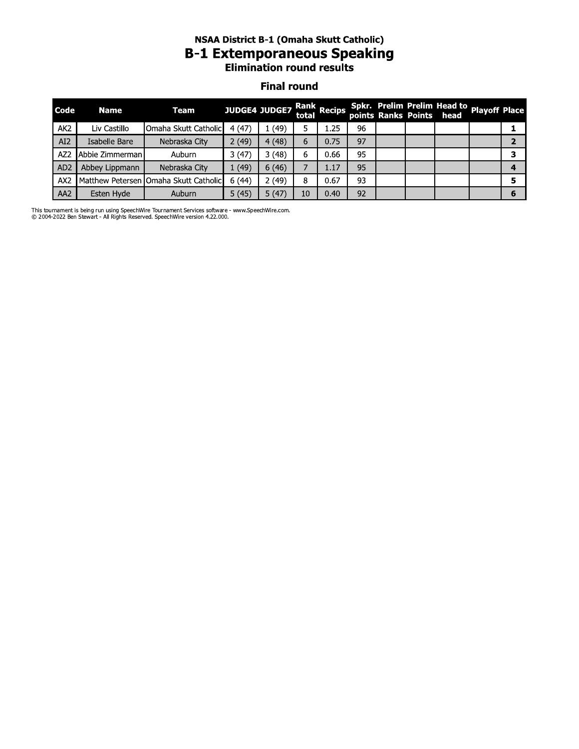### NSAA District B-1 (Omaha Skutt Catholic)

# B-1 Extemporaneous Speaking

### Elimination round results

### Final round

| Code | Name | Team | JUDGE4 | JUDGE7 | Rank total | Recips | Spkr. points | Prelim Ranks | Prelim Points | Head to head | Playoff | Place |
|---|---|---|---|---|---|---|---|---|---|---|---|---|
| AK2 | Liv Castillo | Omaha Skutt Catholic | 4 (47) | 1 (49) | 5 | 1.25 | 96 | | | | | **1** |
| AI2 | Isabelle Bare | Nebraska City | 2 (49) | 4 (48) | 6 | 0.75 | 97 | | | | | **2** |
| AZ2 | Abbie Zimmerman | Auburn | 3 (47) | 3 (48) | 6 | 0.66 | 95 | | | | | **3** |
| AD2 | Abbey Lippmann | Nebraska City | 1 (49) | 6 (46) | 7 | 1.17 | 95 | | | | | **4** |
| AX2 | Matthew Petersen | Omaha Skutt Catholic | 6 (44) | 2 (49) | 8 | 0.67 | 93 | | | | | **5** |
| AA2 | Esten Hyde | Auburn | 5 (45) | 5 (47) | 10 | 0.40 | 92 | | | | | **6** |

This tournament is being run using SpeechWire Tournament Services software - www.SpeechWire.com.
© 2004-2022 Ben Stewart - All Rights Reserved. SpeechWire version 4.22.000.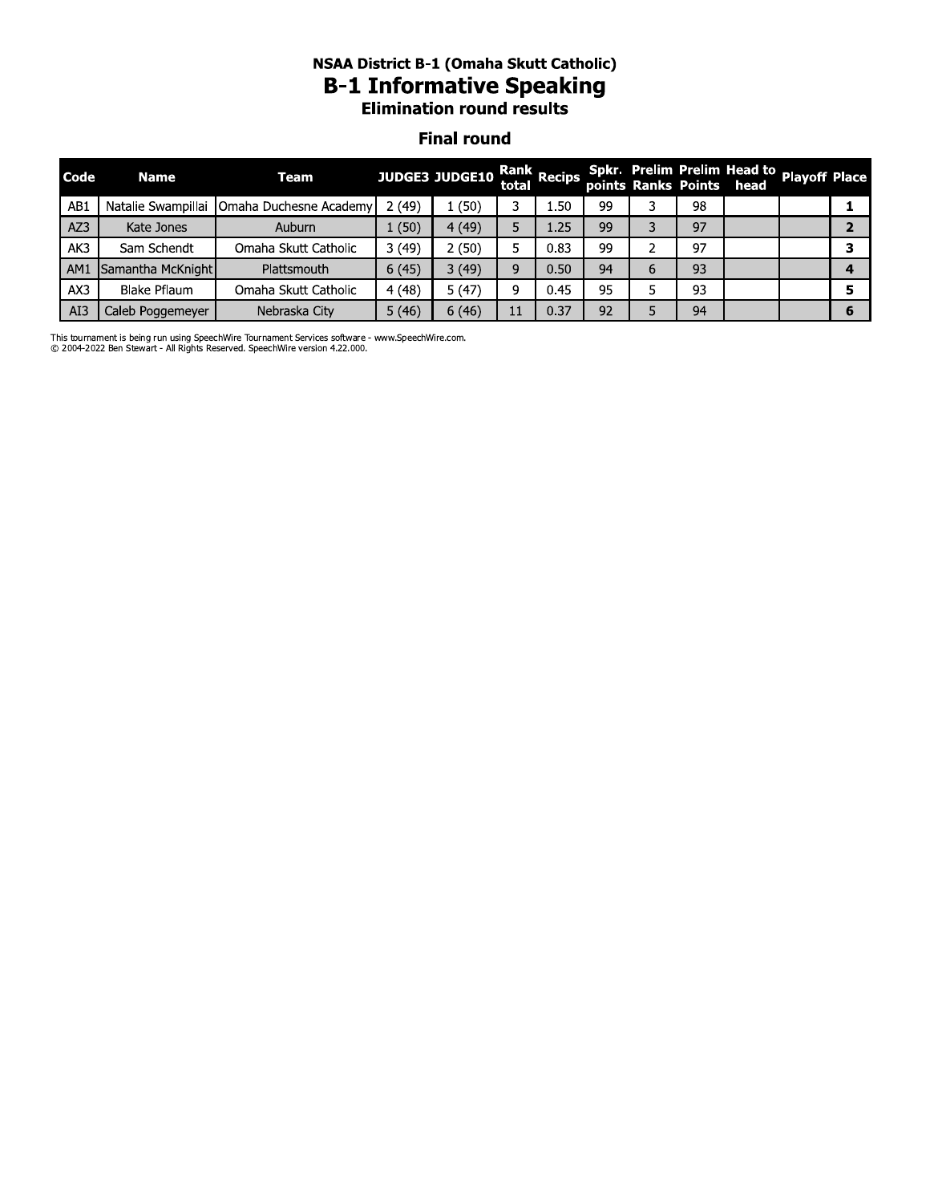**NSAA District B-1 (Omaha Skutt Catholic)**

# B-1 Informative Speaking

**Elimination round results**

## Final round

| Code | Name | Team | JUDGE3 | JUDGE10 | Rank total | Recips | Spkr. points | Prelim Ranks | Prelim Points | Head to head | Playoff | Place |
|---|---|---|---|---|---|---|---|---|---|---|---|---|
| AB1 | Natalie Swampillai | Omaha Duchesne Academy | 2 (49) | 1 (50) | 3 | 1.50 | 99 | 3 | 98 | | | 1 |
| AZ3 | Kate Jones | Auburn | 1 (50) | 4 (49) | 5 | 1.25 | 99 | 3 | 97 | | | 2 |
| AK3 | Sam Schendt | Omaha Skutt Catholic | 3 (49) | 2 (50) | 5 | 0.83 | 99 | 2 | 97 | | | 3 |
| AM1 | Samantha McKnight | Plattsmouth | 6 (45) | 3 (49) | 9 | 0.50 | 94 | 6 | 93 | | | 4 |
| AX3 | Blake Pflaum | Omaha Skutt Catholic | 4 (48) | 5 (47) | 9 | 0.45 | 95 | 5 | 93 | | | 5 |
| AI3 | Caleb Poggemeyer | Nebraska City | 5 (46) | 6 (46) | 11 | 0.37 | 92 | 5 | 94 | | | 6 |

This tournament is being run using SpeechWire Tournament Services software - www.SpeechWire.com.
© 2004-2022 Ben Stewart - All Rights Reserved. SpeechWire version 4.22.000.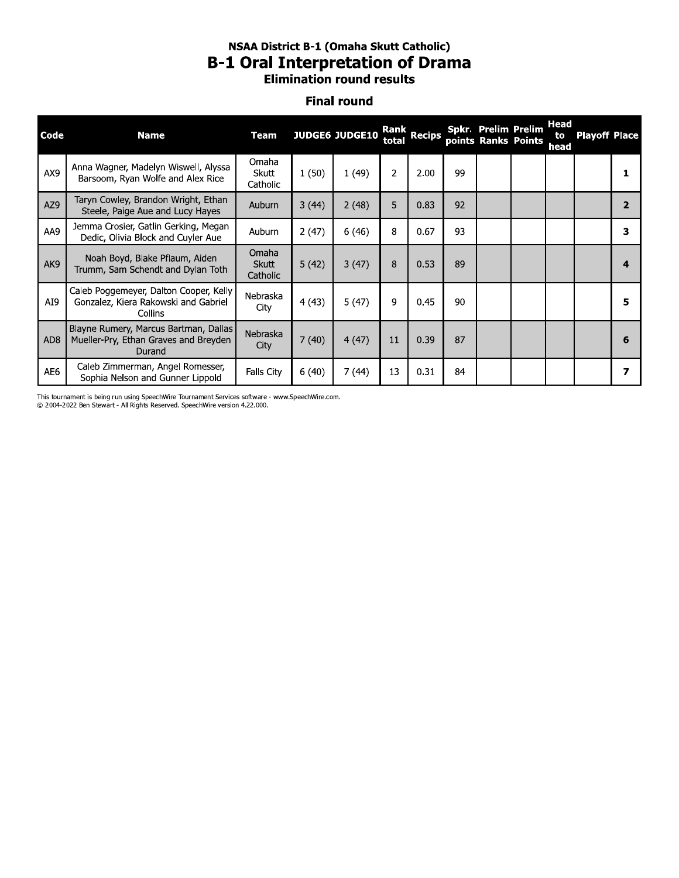# NSAA District B-1 (Omaha Skutt Catholic)

## B-1 Oral Interpretation of Drama

### Elimination round results

### Final round

| Code | Name | Team | JUDGE6 | JUDGE10 | Rank total | Recips | Spkr. points | Prelim Ranks | Prelim Points | Head to head | Playoff | Place |
|---|---|---|---|---|---|---|---|---|---|---|---|---|
| AX9 | Anna Wagner, Madelyn Wiswell, Alyssa Barsoom, Ryan Wolfe and Alex Rice | Omaha Skutt Catholic | 1 (50) | 1 (49) | 2 | 2.00 | 99 | | | | | 1 |
| AZ9 | Taryn Cowley, Brandon Wright, Ethan Steele, Paige Aue and Lucy Hayes | Auburn | 3 (44) | 2 (48) | 5 | 0.83 | 92 | | | | | 2 |
| AA9 | Jemma Crosier, Gatlin Gerking, Megan Dedic, Olivia Block and Cuyler Aue | Auburn | 2 (47) | 6 (46) | 8 | 0.67 | 93 | | | | | 3 |
| AK9 | Noah Boyd, Blake Pflaum, Aiden Trumm, Sam Schendt and Dylan Toth | Omaha Skutt Catholic | 5 (42) | 3 (47) | 8 | 0.53 | 89 | | | | | 4 |
| AI9 | Caleb Poggemeyer, Dalton Cooper, Kelly Gonzalez, Kiera Rakowski and Gabriel Collins | Nebraska City | 4 (43) | 5 (47) | 9 | 0.45 | 90 | | | | | 5 |
| AD8 | Blayne Rumery, Marcus Bartman, Dallas Mueller-Pry, Ethan Graves and Breyden Durand | Nebraska City | 7 (40) | 4 (47) | 11 | 0.39 | 87 | | | | | 6 |
| AE6 | Caleb Zimmerman, Angel Romesser, Sophia Nelson and Gunner Lippold | Falls City | 6 (40) | 7 (44) | 13 | 0.31 | 84 | | | | | 7 |

This tournament is being run using SpeechWire Tournament Services software - www.SpeechWire.com.
© 2004-2022 Ben Stewart - All Rights Reserved. SpeechWire version 4.22.000.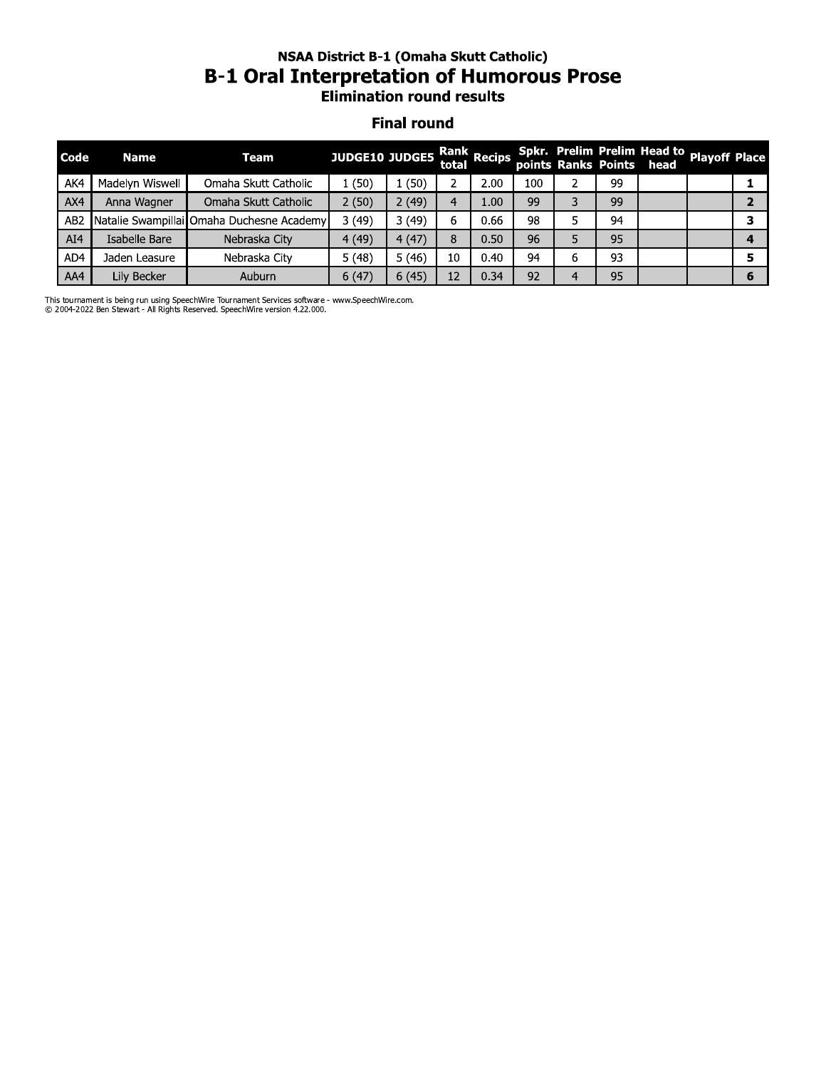### NSAA District B-1 (Omaha Skutt Catholic)

# B-1 Oral Interpretation of Humorous Prose

### Elimination round results

## Final round

| Code | Name | Team | JUDGE10 | JUDGE5 | Rank total | Recips | Spkr. points | Prelim Ranks | Prelim Points | Head to head | Playoff | Place |
|---|---|---|---|---|---|---|---|---|---|---|---|---|
| AK4 | Madelyn Wiswell | Omaha Skutt Catholic | 1 (50) | 1 (50) | 2 | 2.00 | 100 | 2 | 99 | | | **1** |
| AX4 | Anna Wagner | Omaha Skutt Catholic | 2 (50) | 2 (49) | 4 | 1.00 | 99 | 3 | 99 | | | **2** |
| AB2 | Natalie Swampillai | Omaha Duchesne Academy | 3 (49) | 3 (49) | 6 | 0.66 | 98 | 5 | 94 | | | **3** |
| AI4 | Isabelle Bare | Nebraska City | 4 (49) | 4 (47) | 8 | 0.50 | 96 | 5 | 95 | | | **4** |
| AD4 | Jaden Leasure | Nebraska City | 5 (48) | 5 (46) | 10 | 0.40 | 94 | 6 | 93 | | | **5** |
| AA4 | Lily Becker | Auburn | 6 (47) | 6 (45) | 12 | 0.34 | 92 | 4 | 95 | | | **6** |

This tournament is being run using SpeechWire Tournament Services software - www.SpeechWire.com.
© 2004-2022 Ben Stewart - All Rights Reserved. SpeechWire version 4.22.000.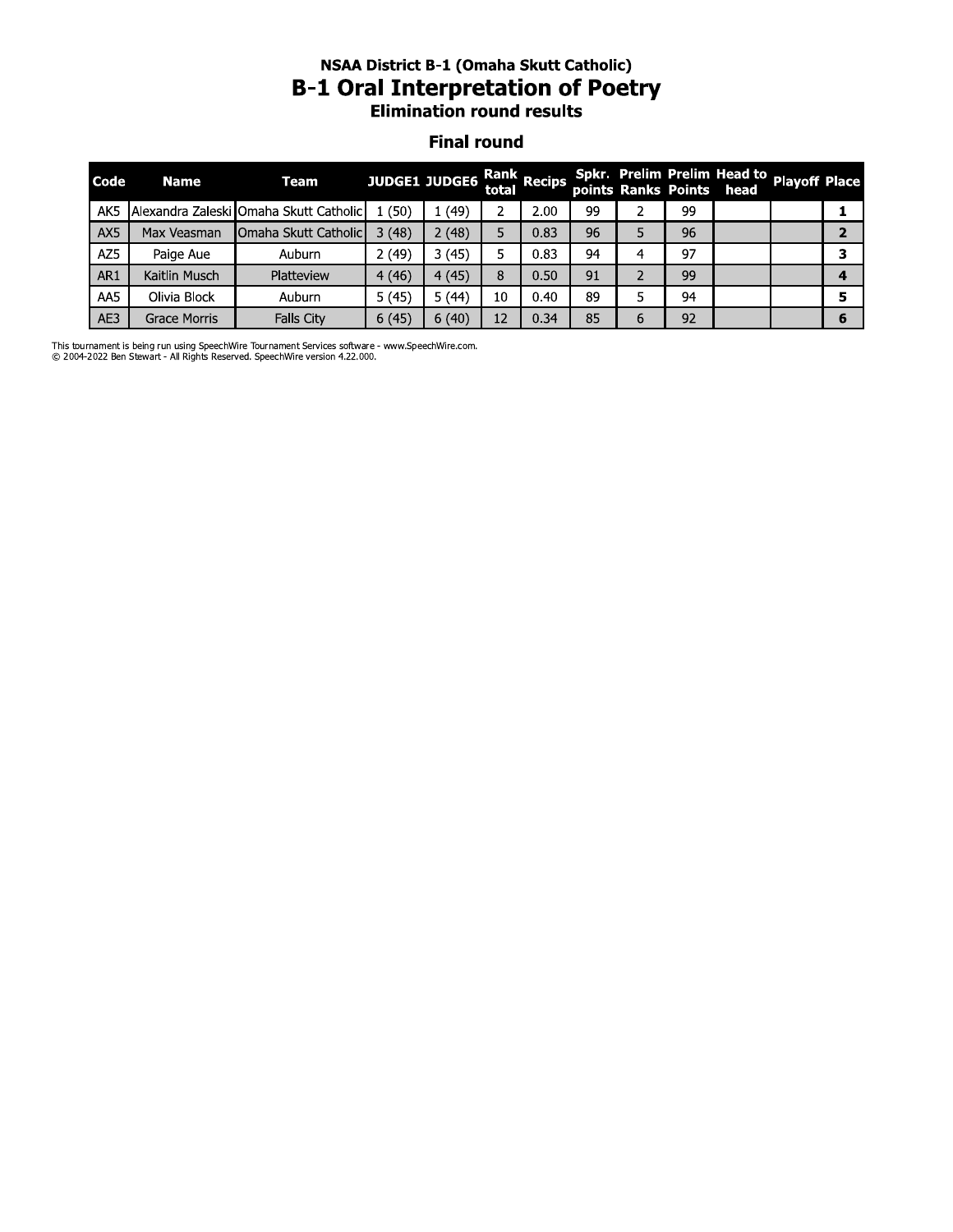### NSAA District B-1 (Omaha Skutt Catholic)

# B-1 Oral Interpretation of Poetry

### Elimination round results

### Final round

| Code | Name | Team | JUDGE1 | JUDGE6 | Rank total | Recips | Spkr. points | Prelim Ranks | Prelim Points | Head to head | Playoff | Place |
|---|---|---|---|---|---|---|---|---|---|---|---|---|
| AK5 | Alexandra Zaleski | Omaha Skutt Catholic | 1 (50) | 1 (49) | 2 | 2.00 | 99 | 2 | 99 | | | **1** |
| AX5 | Max Veasman | Omaha Skutt Catholic | 3 (48) | 2 (48) | 5 | 0.83 | 96 | 5 | 96 | | | **2** |
| AZ5 | Paige Aue | Auburn | 2 (49) | 3 (45) | 5 | 0.83 | 94 | 4 | 97 | | | **3** |
| AR1 | Kaitlin Musch | Platteview | 4 (46) | 4 (45) | 8 | 0.50 | 91 | 2 | 99 | | | **4** |
| AA5 | Olivia Block | Auburn | 5 (45) | 5 (44) | 10 | 0.40 | 89 | 5 | 94 | | | **5** |
| AE3 | Grace Morris | Falls City | 6 (45) | 6 (40) | 12 | 0.34 | 85 | 6 | 92 | | | **6** |

This tournament is being run using SpeechWire Tournament Services software - www.SpeechWire.com.
© 2004-2022 Ben Stewart - All Rights Reserved. SpeechWire version 4.22.000.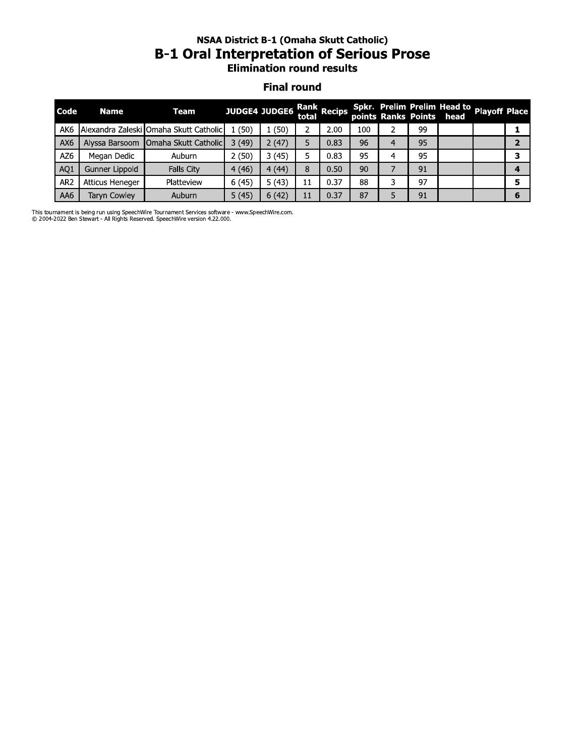### NSAA District B-1 (Omaha Skutt Catholic)

# B-1 Oral Interpretation of Serious Prose

### Elimination round results

### Final round

| Code | Name | Team | JUDGE4 | JUDGE6 | Rank total | Recips | Spkr. points | Prelim Ranks | Prelim Points | Head to head | Playoff | Place |
|---|---|---|---|---|---|---|---|---|---|---|---|---|
| AK6 | Alexandra Zaleski | Omaha Skutt Catholic | 1 (50) | 1 (50) | 2 | 2.00 | 100 | 2 | 99 | | | **1** |
| AX6 | Alyssa Barsoom | Omaha Skutt Catholic | 3 (49) | 2 (47) | 5 | 0.83 | 96 | 4 | 95 | | | **2** |
| AZ6 | Megan Dedic | Auburn | 2 (50) | 3 (45) | 5 | 0.83 | 95 | 4 | 95 | | | **3** |
| AQ1 | Gunner Lippold | Falls City | 4 (46) | 4 (44) | 8 | 0.50 | 90 | 7 | 91 | | | **4** |
| AR2 | Atticus Heneger | Platteview | 6 (45) | 5 (43) | 11 | 0.37 | 88 | 3 | 97 | | | **5** |
| AA6 | Taryn Cowley | Auburn | 5 (45) | 6 (42) | 11 | 0.37 | 87 | 5 | 91 | | | **6** |

This tournament is being run using SpeechWire Tournament Services software - www.SpeechWire.com.
© 2004-2022 Ben Stewart - All Rights Reserved. SpeechWire version 4.22.000.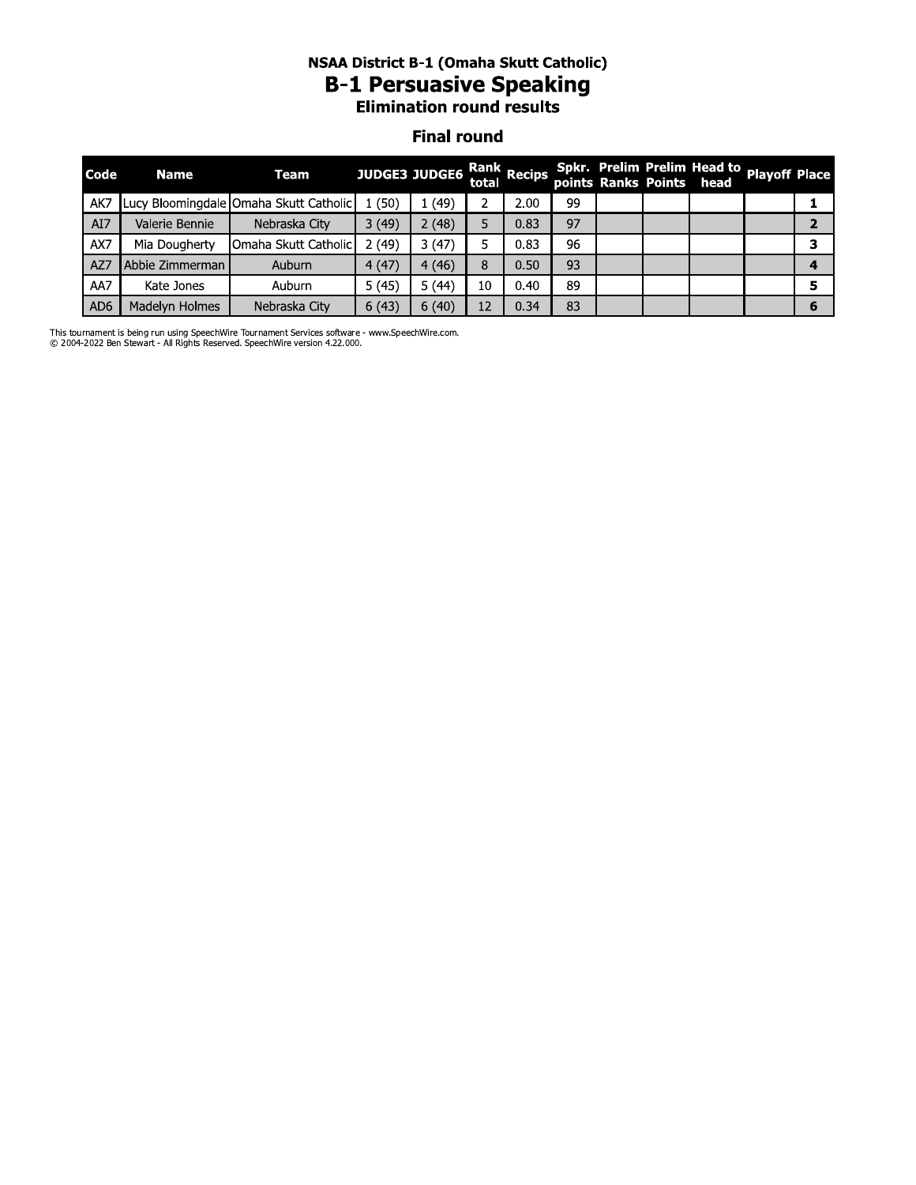### NSAA District B-1 (Omaha Skutt Catholic)

# B-1 Persuasive Speaking

### Elimination round results

## Final round

| Code | Name | Team | JUDGE3 | JUDGE6 | Rank total | Recips | Spkr. points | Prelim Ranks | Prelim Points | Head to head | Playoff | Place |
|---|---|---|---|---|---|---|---|---|---|---|---|---|
| AK7 | Lucy Bloomingdale | Omaha Skutt Catholic | 1 (50) | 1 (49) | 2 | 2.00 | 99 | | | | | **1** |
| AI7 | Valerie Bennie | Nebraska City | 3 (49) | 2 (48) | 5 | 0.83 | 97 | | | | | **2** |
| AX7 | Mia Dougherty | Omaha Skutt Catholic | 2 (49) | 3 (47) | 5 | 0.83 | 96 | | | | | **3** |
| AZ7 | Abbie Zimmerman | Auburn | 4 (47) | 4 (46) | 8 | 0.50 | 93 | | | | | **4** |
| AA7 | Kate Jones | Auburn | 5 (45) | 5 (44) | 10 | 0.40 | 89 | | | | | **5** |
| AD6 | Madelyn Holmes | Nebraska City | 6 (43) | 6 (40) | 12 | 0.34 | 83 | | | | | **6** |

This tournament is being run using SpeechWire Tournament Services software - www.SpeechWire.com.
© 2004-2022 Ben Stewart - All Rights Reserved. SpeechWire version 4.22.000.